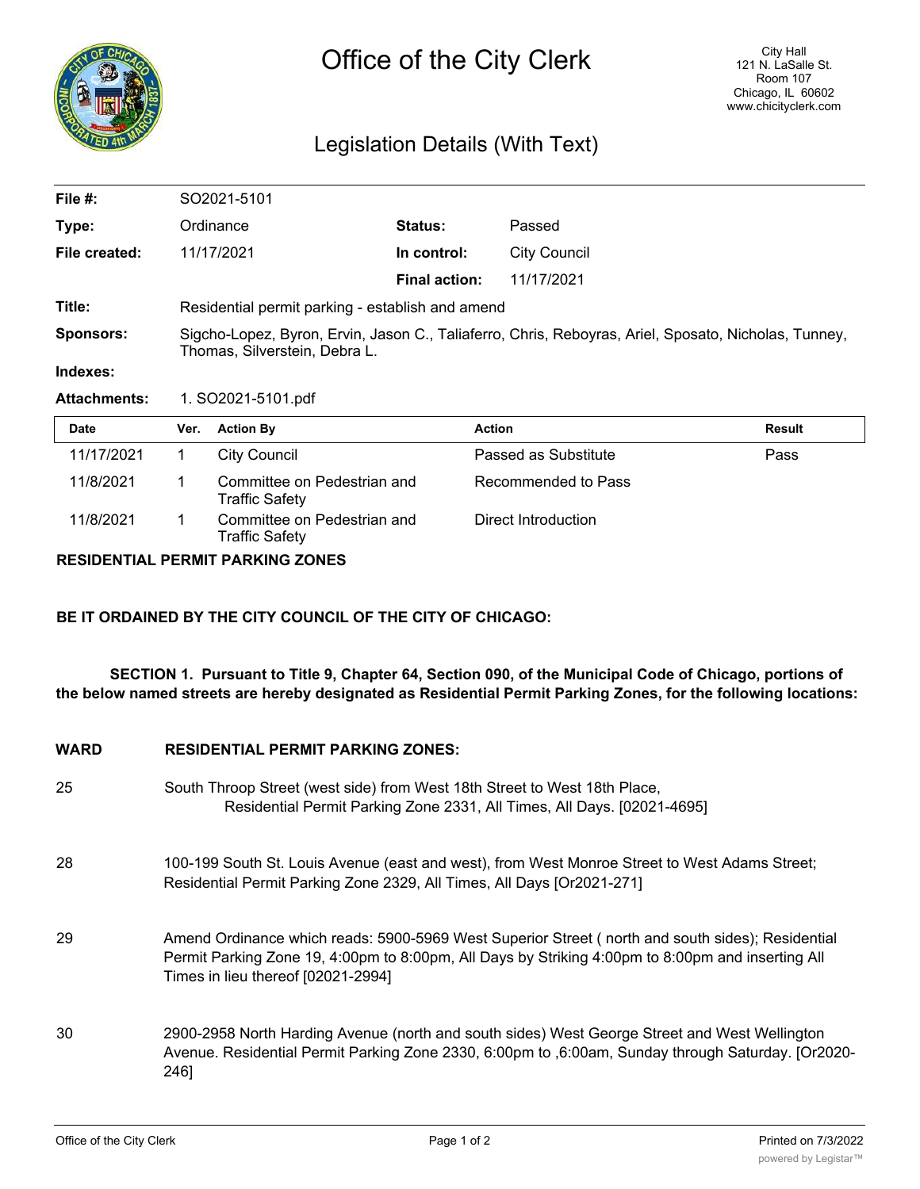# Office of the City Clerk

City Hall
121 N. LaSalle St.
Room 107
Chicago, IL 60602
www.chicityclerk.com

## Legislation Details (With Text)

| | | | |
|---|---|---|---|
| **File #:** | SO2021-5101 | | |
| **Type:** | Ordinance | **Status:** | Passed |
| **File created:** | 11/17/2021 | **In control:** | City Council |
| | | **Final action:** | 11/17/2021 |
| **Title:** | Residential permit parking - establish and amend | | |
| **Sponsors:** | Sigcho-Lopez, Byron, Ervin, Jason C., Taliaferro, Chris, Reboyras, Ariel, Sposato, Nicholas, Tunney, Thomas, Silverstein, Debra L. | | |
| **Indexes:** | | | |
| **Attachments:** | 1. SO2021-5101.pdf | | |

| Date | Ver. | Action By | Action | Result |
|---|---|---|---|---|
| 11/17/2021 | 1 | City Council | Passed as Substitute | Pass |
| 11/8/2021 | 1 | Committee on Pedestrian and Traffic Safety | Recommended to Pass | |
| 11/8/2021 | 1 | Committee on Pedestrian and Traffic Safety | Direct Introduction | |

**RESIDENTIAL PERMIT PARKING ZONES**

**BE IT ORDAINED BY THE CITY COUNCIL OF THE CITY OF CHICAGO:**

**SECTION 1. Pursuant to Title 9, Chapter 64, Section 090, of the Municipal Code of Chicago, portions of the below named streets are hereby designated as Residential Permit Parking Zones, for the following locations:**

| WARD | RESIDENTIAL PERMIT PARKING ZONES: |
|---|---|
| 25 | South Throop Street (west side) from West 18th Street to West 18th Place, Residential Permit Parking Zone 2331, All Times, All Days. [02021-4695] |
| 28 | 100-199 South St. Louis Avenue (east and west), from West Monroe Street to West Adams Street; Residential Permit Parking Zone 2329, All Times, All Days [Or2021-271] |
| 29 | Amend Ordinance which reads: 5900-5969 West Superior Street ( north and south sides); Residential Permit Parking Zone 19, 4:00pm to 8:00pm, All Days by Striking 4:00pm to 8:00pm and inserting All Times in lieu thereof [02021-2994] |
| 30 | 2900-2958 North Harding Avenue (north and south sides) West George Street and West Wellington Avenue. Residential Permit Parking Zone 2330, 6:00pm to ,6:00am, Sunday through Saturday. [Or2020-246] |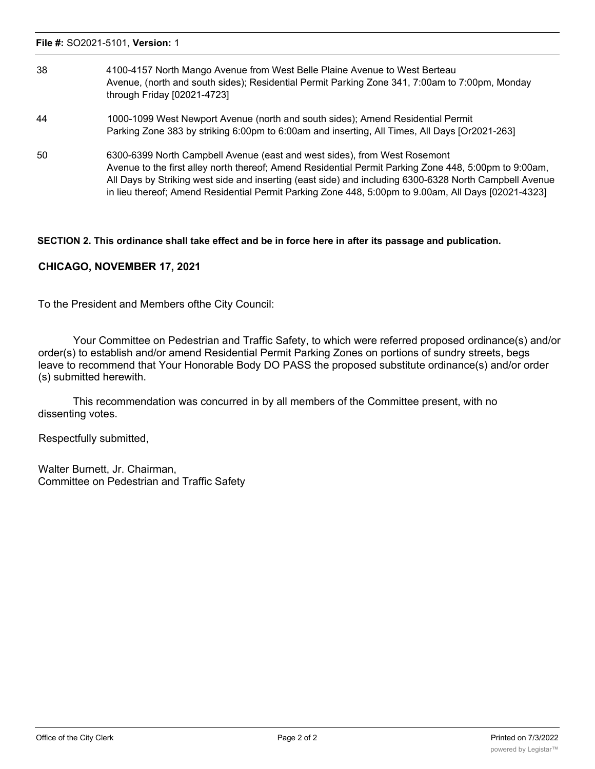| | |
|---|---|
| 38 | 4100-4157 North Mango Avenue from West Belle Plaine Avenue to West Berteau Avenue, (north and south sides); Residential Permit Parking Zone 341, 7:00am to 7:00pm, Monday through Friday [02021-4723] |
| 44 | 1000-1099 West Newport Avenue (north and south sides); Amend Residential Permit Parking Zone 383 by striking 6:00pm to 6:00am and inserting, All Times, All Days [Or2021-263] |
| 50 | 6300-6399 North Campbell Avenue (east and west sides), from West Rosemont Avenue to the first alley north thereof; Amend Residential Permit Parking Zone 448, 5:00pm to 9:00am, All Days by Striking west side and inserting (east side) and including 6300-6328 North Campbell Avenue in lieu thereof; Amend Residential Permit Parking Zone 448, 5:00pm to 9.00am, All Days [02021-4323] |

**SECTION 2. This ordinance shall take effect and be in force here in after its passage and publication.**

**CHICAGO, NOVEMBER 17, 2021**

To the President and Members ofthe City Council:

Your Committee on Pedestrian and Traffic Safety, to which were referred proposed ordinance(s) and/or order(s) to establish and/or amend Residential Permit Parking Zones on portions of sundry streets, begs leave to recommend that Your Honorable Body DO PASS the proposed substitute ordinance(s) and/or order (s) submitted herewith.

This recommendation was concurred in by all members of the Committee present, with no dissenting votes.

Respectfully submitted,

Walter Burnett, Jr. Chairman,
Committee on Pedestrian and Traffic Safety